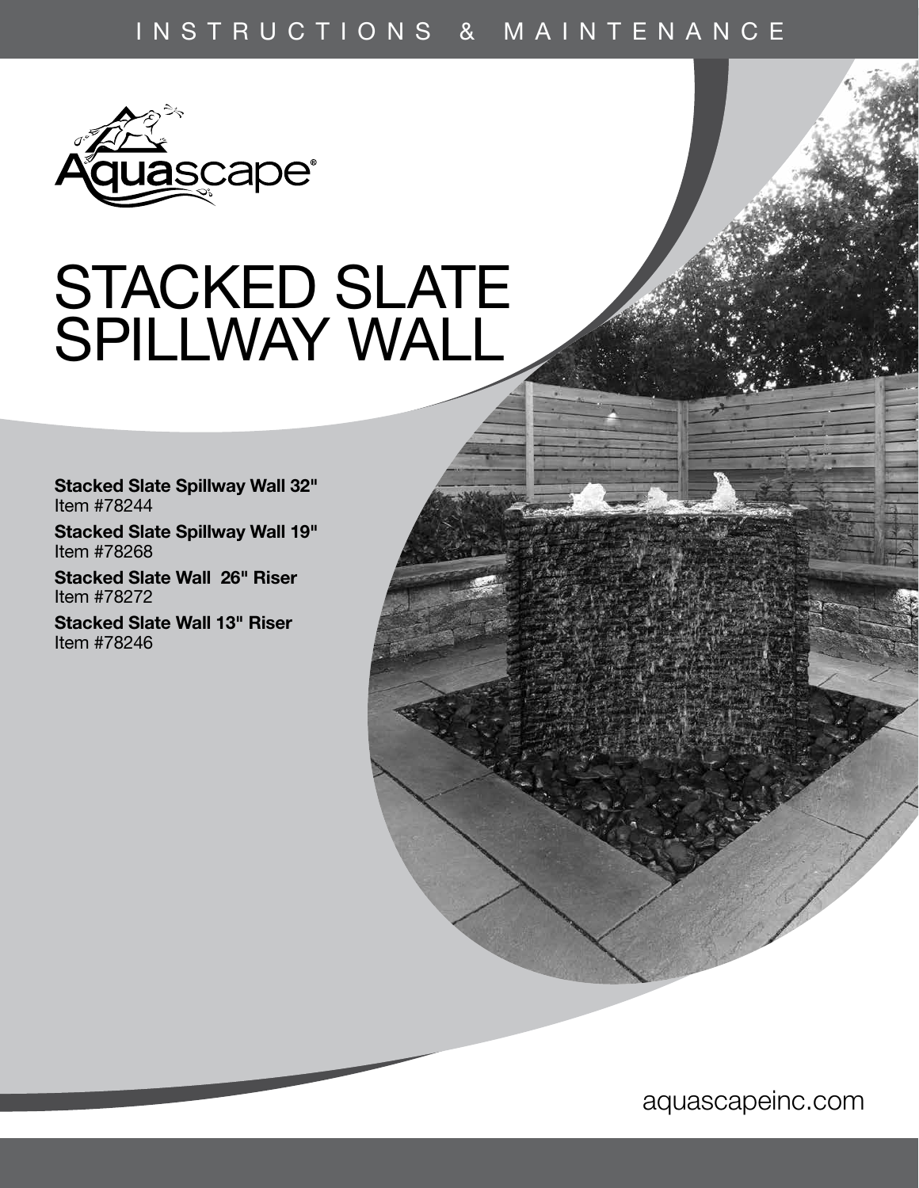INSTRUCTIONS & MAINTENANCE

Aquascape®

# STACKED SLATE SPILLWAY WALL

**Stacked Slate Spillway Wall 32"**
Item #78244

**Stacked Slate Spillway Wall 19"**
Item #78268

**Stacked Slate Wall 26" Riser**
Item #78272

**Stacked Slate Wall 13" Riser**
Item #78246

aquascapeinc.com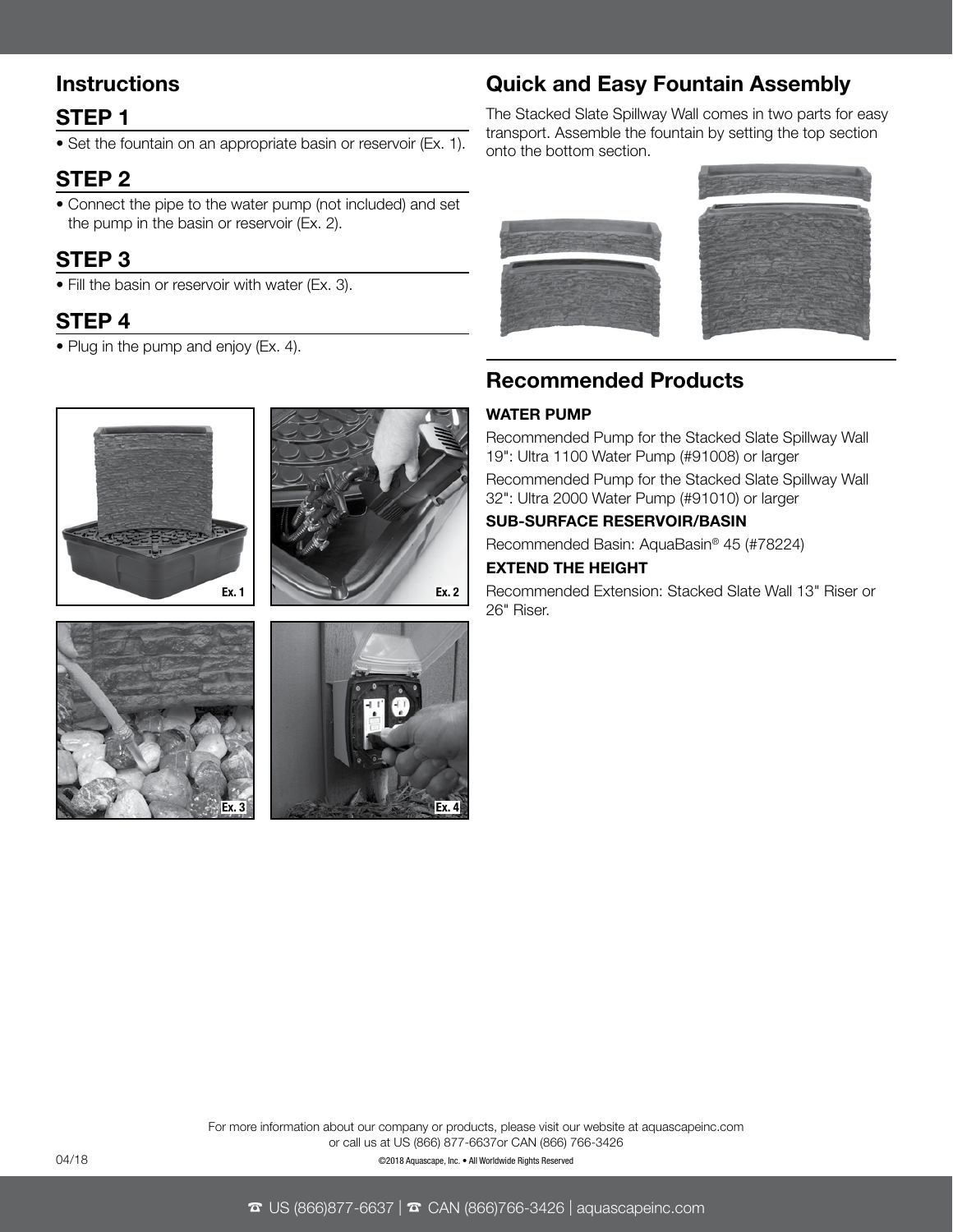## Instructions

### STEP 1

- Set the fountain on an appropriate basin or reservoir (Ex. 1).

### STEP 2

- Connect the pipe to the water pump (not included) and set the pump in the basin or reservoir (Ex. 2).

### STEP 3

- Fill the basin or reservoir with water (Ex. 3).

### STEP 4

- Plug in the pump and enjoy (Ex. 4).

Ex. 1

Ex. 2

Ex. 3

Ex. 4

## Quick and Easy Fountain Assembly

The Stacked Slate Spillway Wall comes in two parts for easy transport. Assemble the fountain by setting the top section onto the bottom section.

## Recommended Products

**WATER PUMP**

Recommended Pump for the Stacked Slate Spillway Wall 19": Ultra 1100 Water Pump (#91008) or larger

Recommended Pump for the Stacked Slate Spillway Wall 32": Ultra 2000 Water Pump (#91010) or larger

**SUB-SURFACE RESERVOIR/BASIN**

Recommended Basin: AquaBasin® 45 (#78224)

**EXTEND THE HEIGHT**

Recommended Extension: Stacked Slate Wall 13" Riser or 26" Riser.

For more information about our company or products, please visit our website at aquascapeinc.com or call us at US (866) 877-6637or CAN (866) 766-3426

04/18

©2018 Aquascape, Inc. • All Worldwide Rights Reserved

☎ US (866)877-6637 | ☎ CAN (866)766-3426 | aquascapeinc.com